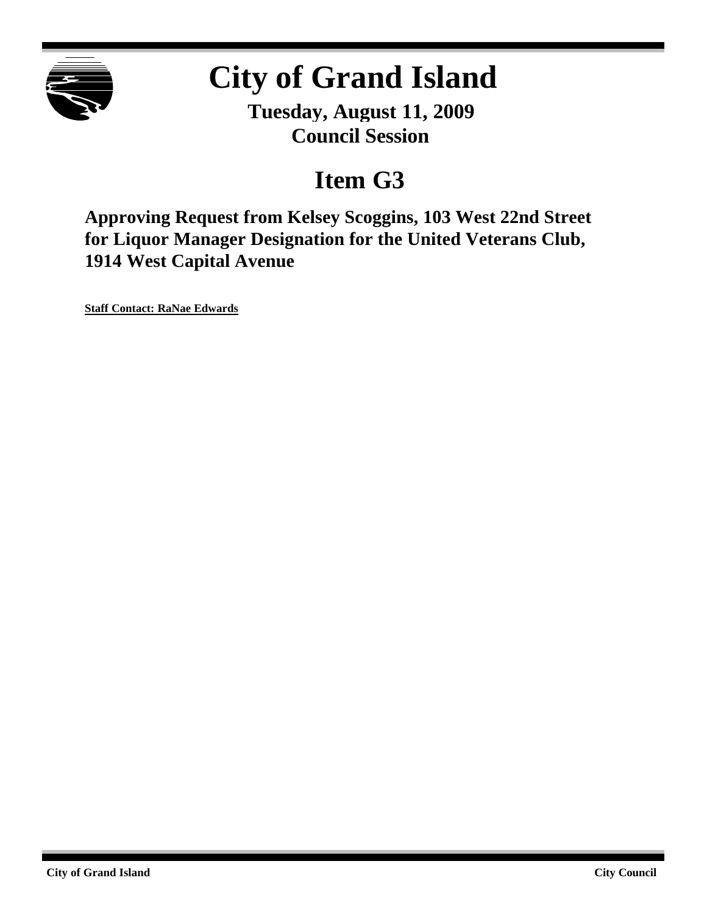# City of Grand Island

**Tuesday, August 11, 2009**
**Council Session**

## Item G3

**Approving Request from Kelsey Scoggins, 103 West 22nd Street for Liquor Manager Designation for the United Veterans Club, 1914 West Capital Avenue**

**Staff Contact: RaNae Edwards**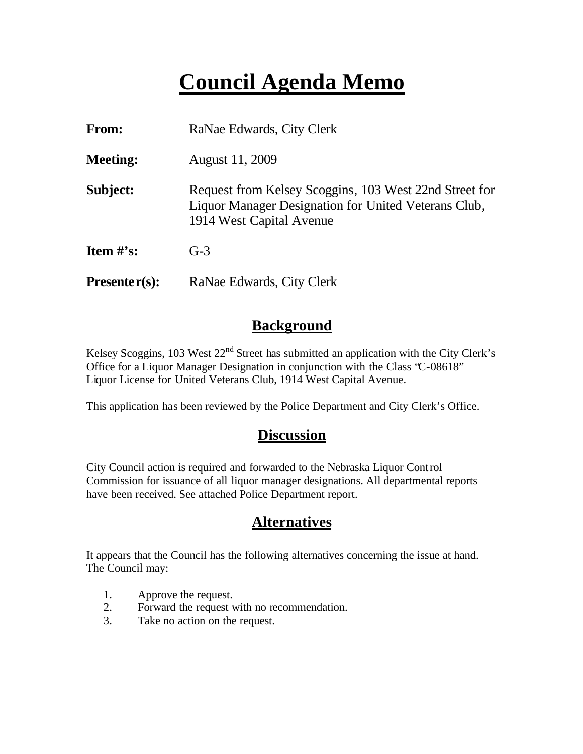# Council Agenda Memo

**From:** RaNae Edwards, City Clerk

**Meeting:** August 11, 2009

**Subject:** Request from Kelsey Scoggins, 103 West 22nd Street for Liquor Manager Designation for United Veterans Club, 1914 West Capital Avenue

**Item #'s:** G-3

**Presenter(s):** RaNae Edwards, City Clerk

## Background

Kelsey Scoggins, 103 West 22nd Street has submitted an application with the City Clerk's Office for a Liquor Manager Designation in conjunction with the Class "C-08618" Liquor License for United Veterans Club, 1914 West Capital Avenue.

This application has been reviewed by the Police Department and City Clerk's Office.

## Discussion

City Council action is required and forwarded to the Nebraska Liquor Control Commission for issuance of all liquor manager designations. All departmental reports have been received. See attached Police Department report.

## Alternatives

It appears that the Council has the following alternatives concerning the issue at hand. The Council may:

1. Approve the request.
2. Forward the request with no recommendation.
3. Take no action on the request.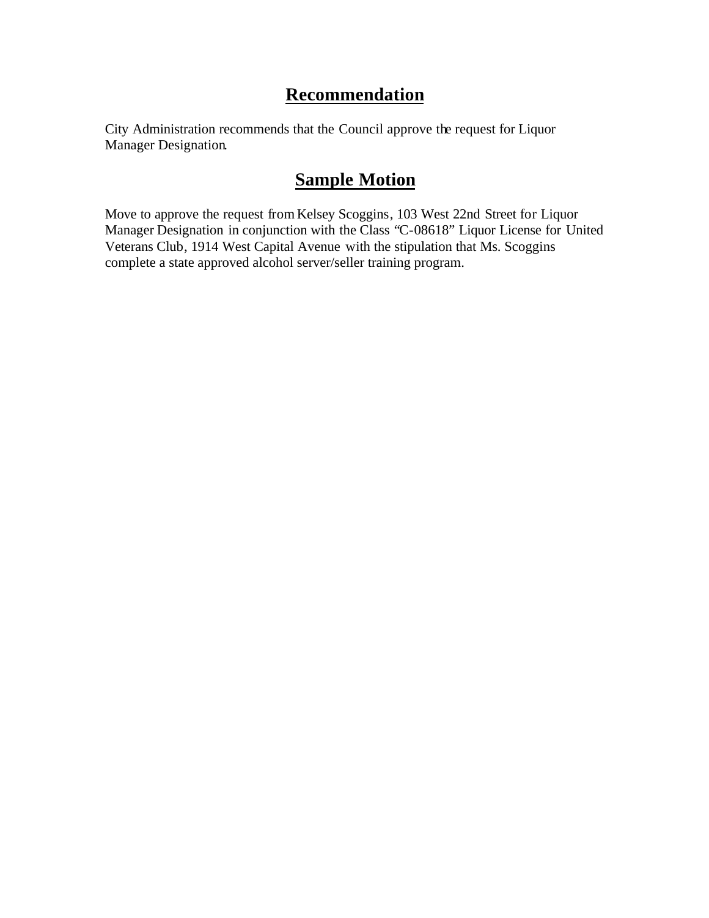## Recommendation

City Administration recommends that the Council approve the request for Liquor Manager Designation.

## Sample Motion

Move to approve the request from Kelsey Scoggins, 103 West 22nd Street for Liquor Manager Designation in conjunction with the Class "C-08618" Liquor License for United Veterans Club, 1914 West Capital Avenue with the stipulation that Ms. Scoggins complete a state approved alcohol server/seller training program.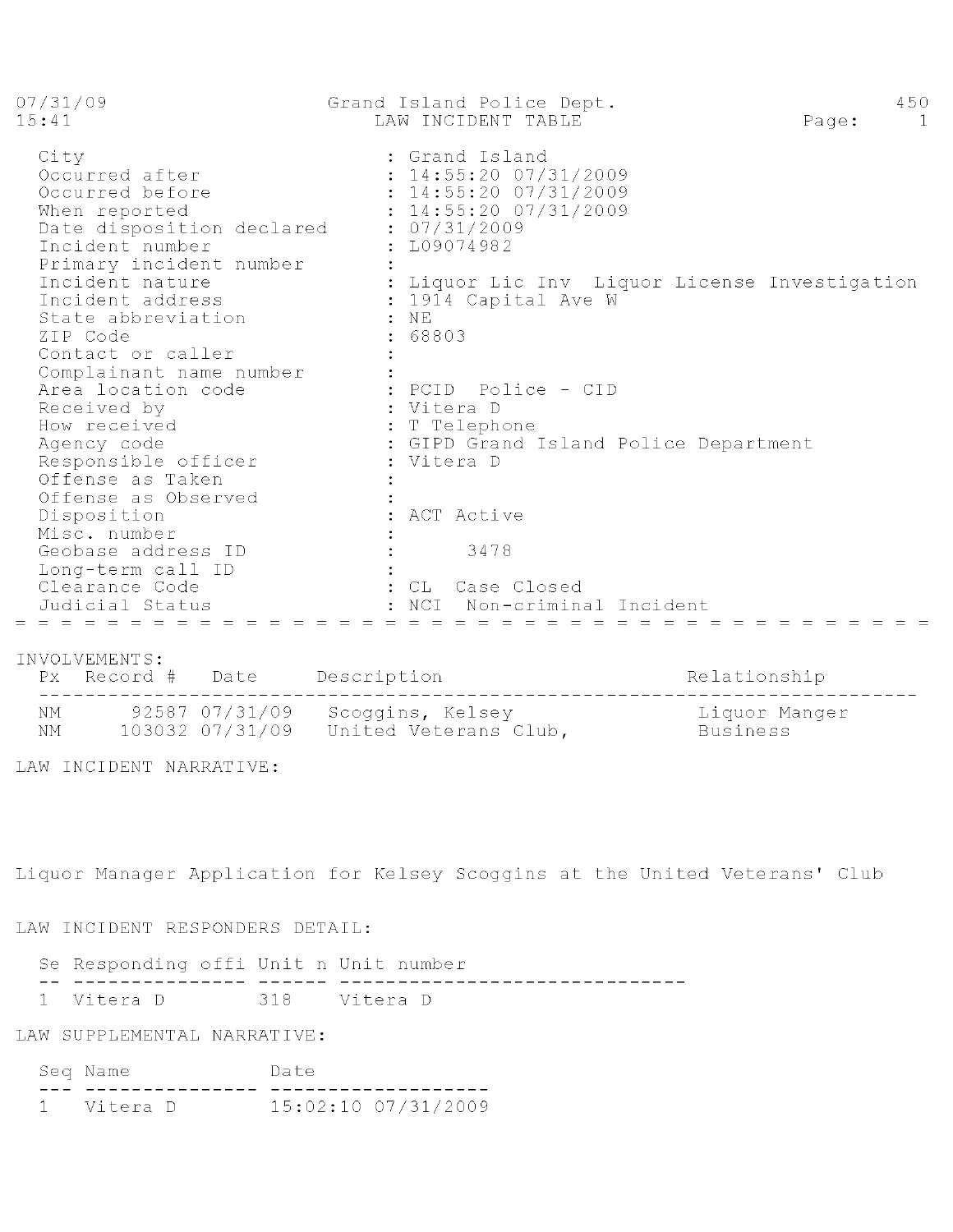07/31/09 Grand Island Police Dept. 450
15:41 LAW INCIDENT TABLE Page: 1

| | |
|---|---|
| City | : Grand Island |
| Occurred after | : 14:55:20 07/31/2009 |
| Occurred before | : 14:55:20 07/31/2009 |
| When reported | : 14:55:20 07/31/2009 |
| Date disposition declared | : 07/31/2009 |
| Incident number | : L09074982 |
| Primary incident number | : |
| Incident nature | : Liquor Lic Inv Liquor License Investigation |
| Incident address | : 1914 Capital Ave W |
| State abbreviation | : NE |
| ZIP Code | : 68803 |
| Contact or caller | : |
| Complainant name number | : |
| Area location code | : PCID Police - CID |
| Received by | : Vitera D |
| How received | : T Telephone |
| Agency code | : GIPD Grand Island Police Department |
| Responsible officer | : Vitera D |
| Offense as Taken | : |
| Offense as Observed | : |
| Disposition | : ACT Active |
| Misc. number | : |
| Geobase address ID | : 3478 |
| Long-term call ID | : |
| Clearance Code | : CL Case Closed |
| Judicial Status | : NCI Non-criminal Incident |

INVOLVEMENTS:

| Px | Record # | Date | Description | Relationship |
|---|---|---|---|---|
| NM | 92587 | 07/31/09 | Scoggins, Kelsey | Liquor Manger |
| NM | 103032 | 07/31/09 | United Veterans Club, | Business |

LAW INCIDENT NARRATIVE:

Liquor Manager Application for Kelsey Scoggins at the United Veterans' Club

LAW INCIDENT RESPONDERS DETAIL:

| Se | Responding offi | Unit n | Unit number |
|---|---|---|---|
| 1 | Vitera D | 318 | Vitera D |

LAW SUPPLEMENTAL NARRATIVE:

| Seq | Name | Date |
|---|---|---|
| 1 | Vitera D | 15:02:10 07/31/2009 |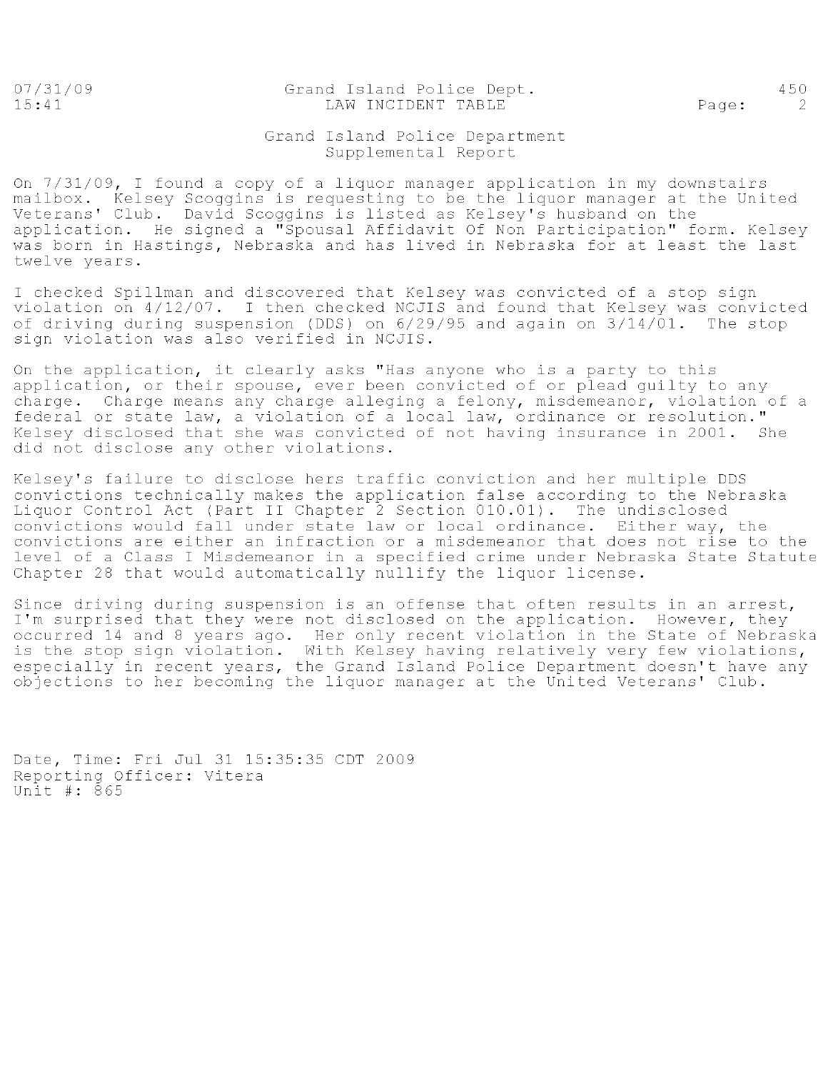## Grand Island Police Department
### Supplemental Report

On 7/31/09, I found a copy of a liquor manager application in my downstairs mailbox. Kelsey Scoggins is requesting to be the liquor manager at the United Veterans' Club. David Scoggins is listed as Kelsey's husband on the application. He signed a "Spousal Affidavit Of Non Participation" form. Kelsey was born in Hastings, Nebraska and has lived in Nebraska for at least the last twelve years.

I checked Spillman and discovered that Kelsey was convicted of a stop sign violation on 4/12/07. I then checked NCJIS and found that Kelsey was convicted of driving during suspension (DDS) on 6/29/95 and again on 3/14/01. The stop sign violation was also verified in NCJIS.

On the application, it clearly asks "Has anyone who is a party to this application, or their spouse, ever been convicted of or plead guilty to any charge. Charge means any charge alleging a felony, misdemeanor, violation of a federal or state law, a violation of a local law, ordinance or resolution." Kelsey disclosed that she was convicted of not having insurance in 2001. She did not disclose any other violations.

Kelsey's failure to disclose hers traffic conviction and her multiple DDS convictions technically makes the application false according to the Nebraska Liquor Control Act (Part II Chapter 2 Section 010.01). The undisclosed convictions would fall under state law or local ordinance. Either way, the convictions are either an infraction or a misdemeanor that does not rise to the level of a Class I Misdemeanor in a specified crime under Nebraska State Statute Chapter 28 that would automatically nullify the liquor license.

Since driving during suspension is an offense that often results in an arrest, I'm surprised that they were not disclosed on the application. However, they occurred 14 and 8 years ago. Her only recent violation in the State of Nebraska is the stop sign violation. With Kelsey having relatively very few violations, especially in recent years, the Grand Island Police Department doesn't have any objections to her becoming the liquor manager at the United Veterans' Club.

Date, Time: Fri Jul 31 15:35:35 CDT 2009
Reporting Officer: Vitera
Unit #: 865